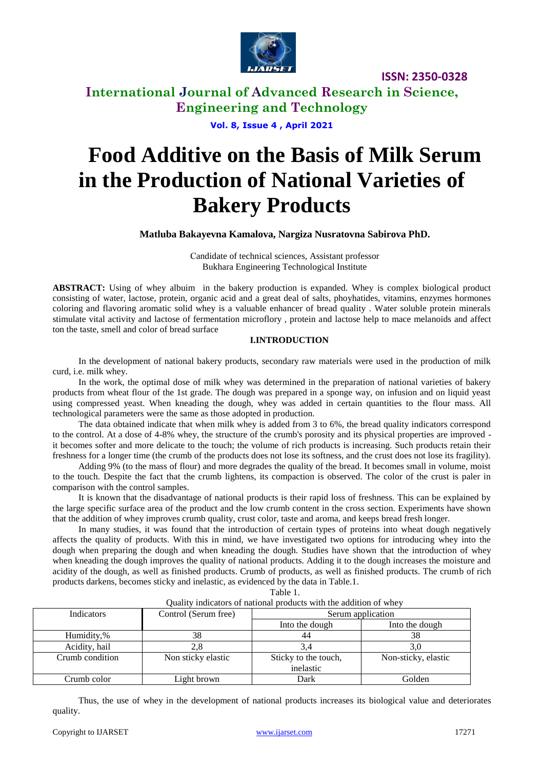# Food Additive on the Basis of Milk Serum in the Production of National Varieties of Bakery Products

**Matluba Bakayevna Kamalova, Nargiza Nusratovna Sabirova PhD.**

Candidate of technical sciences, Assistant professor
Bukhara Engineering Technological Institute

**ABSTRACT:** Using of whey albuim in the bakery production is expanded. Whey is complex biological product consisting of water, lactose, protein, organic acid and a great deal of salts, phoyhatides, vitamins, enzymes hormones coloring and flavoring aromatic solid whey is a valuable enhancer of bread quality . Water soluble protein minerals stimulate vital activity and lactose of fermentation microflory , protein and lactose help to mace melanoids and affect ton the taste, smell and color of bread surface

## I.INTRODUCTION

In the development of national bakery products, secondary raw materials were used in the production of milk curd, i.e. milk whey.

In the work, the optimal dose of milk whey was determined in the preparation of national varieties of bakery products from wheat flour of the 1st grade. The dough was prepared in a sponge way, on infusion and on liquid yeast using compressed yeast. When kneading the dough, whey was added in certain quantities to the flour mass. All technological parameters were the same as those adopted in production.

The data obtained indicate that when milk whey is added from 3 to 6%, the bread quality indicators correspond to the control. At a dose of 4-8% whey, the structure of the crumb's porosity and its physical properties are improved - it becomes softer and more delicate to the touch; the volume of rich products is increasing. Such products retain their freshness for a longer time (the crumb of the products does not lose its softness, and the crust does not lose its fragility).

Adding 9% (to the mass of flour) and more degrades the quality of the bread. It becomes small in volume, moist to the touch. Despite the fact that the crumb lightens, its compaction is observed. The color of the crust is paler in comparison with the control samples.

It is known that the disadvantage of national products is their rapid loss of freshness. This can be explained by the large specific surface area of the product and the low crumb content in the cross section. Experiments have shown that the addition of whey improves crumb quality, crust color, taste and aroma, and keeps bread fresh longer.

In many studies, it was found that the introduction of certain types of proteins into wheat dough negatively affects the quality of products. With this in mind, we have investigated two options for introducing whey into the dough when preparing the dough and when kneading the dough. Studies have shown that the introduction of whey when kneading the dough improves the quality of national products. Adding it to the dough increases the moisture and acidity of the dough, as well as finished products. Crumb of products, as well as finished products. The crumb of rich products darkens, becomes sticky and inelastic, as evidenced by the data in Table.1.

Table 1.
Quality indicators of national products with the addition of whey

| Indicators | Control (Serum free) | Serum application | |
|---|---|---|---|
| | | Into the dough | Into the dough |
| Humidity,% | 38 | 44 | 38 |
| Acidity, hail | 2,8 | 3,4 | 3,0 |
| Crumb condition | Non sticky elastic | Sticky to the touch, inelastic | Non-sticky, elastic |
| Crumb color | Light brown | Dark | Golden |

Thus, the use of whey in the development of national products increases its biological value and deteriorates quality.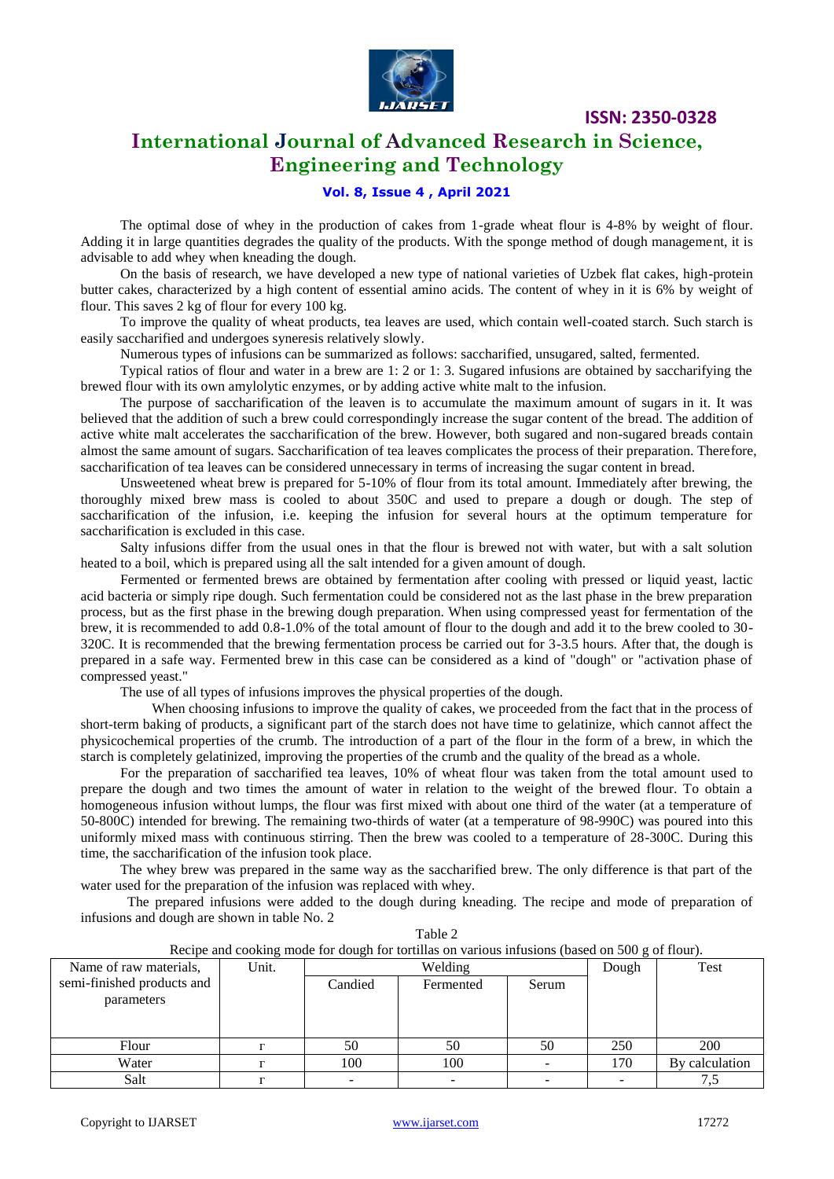The optimal dose of whey in the production of cakes from 1-grade wheat flour is 4-8% by weight of flour. Adding it in large quantities degrades the quality of the products. With the sponge method of dough management, it is advisable to add whey when kneading the dough.

On the basis of research, we have developed a new type of national varieties of Uzbek flat cakes, high-protein butter cakes, characterized by a high content of essential amino acids. The content of whey in it is 6% by weight of flour. This saves 2 kg of flour for every 100 kg.

To improve the quality of wheat products, tea leaves are used, which contain well-coated starch. Such starch is easily saccharified and undergoes syneresis relatively slowly.

Numerous types of infusions can be summarized as follows: saccharified, unsugared, salted, fermented.

Typical ratios of flour and water in a brew are 1: 2 or 1: 3. Sugared infusions are obtained by saccharifying the brewed flour with its own amylolytic enzymes, or by adding active white malt to the infusion.

The purpose of saccharification of the leaven is to accumulate the maximum amount of sugars in it. It was believed that the addition of such a brew could correspondingly increase the sugar content of the bread. The addition of active white malt accelerates the saccharification of the brew. However, both sugared and non-sugared breads contain almost the same amount of sugars. Saccharification of tea leaves complicates the process of their preparation. Therefore, saccharification of tea leaves can be considered unnecessary in terms of increasing the sugar content in bread.

Unsweetened wheat brew is prepared for 5-10% of flour from its total amount. Immediately after brewing, the thoroughly mixed brew mass is cooled to about 350C and used to prepare a dough or dough. The step of saccharification of the infusion, i.e. keeping the infusion for several hours at the optimum temperature for saccharification is excluded in this case.

Salty infusions differ from the usual ones in that the flour is brewed not with water, but with a salt solution heated to a boil, which is prepared using all the salt intended for a given amount of dough.

Fermented or fermented brews are obtained by fermentation after cooling with pressed or liquid yeast, lactic acid bacteria or simply ripe dough. Such fermentation could be considered not as the last phase in the brew preparation process, but as the first phase in the brewing dough preparation. When using compressed yeast for fermentation of the brew, it is recommended to add 0.8-1.0% of the total amount of flour to the dough and add it to the brew cooled to 30-320C. It is recommended that the brewing fermentation process be carried out for 3-3.5 hours. After that, the dough is prepared in a safe way. Fermented brew in this case can be considered as a kind of "dough" or "activation phase of compressed yeast."

The use of all types of infusions improves the physical properties of the dough.

When choosing infusions to improve the quality of cakes, we proceeded from the fact that in the process of short-term baking of products, a significant part of the starch does not have time to gelatinize, which cannot affect the physicochemical properties of the crumb. The introduction of a part of the flour in the form of a brew, in which the starch is completely gelatinized, improving the properties of the crumb and the quality of the bread as a whole.

For the preparation of saccharified tea leaves, 10% of wheat flour was taken from the total amount used to prepare the dough and two times the amount of water in relation to the weight of the brewed flour. To obtain a homogeneous infusion without lumps, the flour was first mixed with about one third of the water (at a temperature of 50-800C) intended for brewing. The remaining two-thirds of water (at a temperature of 98-990C) was poured into this uniformly mixed mass with continuous stirring. Then the brew was cooled to a temperature of 28-300C. During this time, the saccharification of the infusion took place.

The whey brew was prepared in the same way as the saccharified brew. The only difference is that part of the water used for the preparation of the infusion was replaced with whey.

The prepared infusions were added to the dough during kneading. The recipe and mode of preparation of infusions and dough are shown in table No. 2

Table 2

Recipe and cooking mode for dough for tortillas on various infusions (based on 500 g of flour).

| Name of raw materials, semi-finished products and parameters | Unit. | Welding | | | Dough | Test |
|---|---|---|---|---|---|---|
| | | Candied | Fermented | Serum | | |
| Flour | r | 50 | 50 | 50 | 250 | 200 |
| Water | r | 100 | 100 | - | 170 | By calculation |
| Salt | r | - | - | - | - | 7,5 |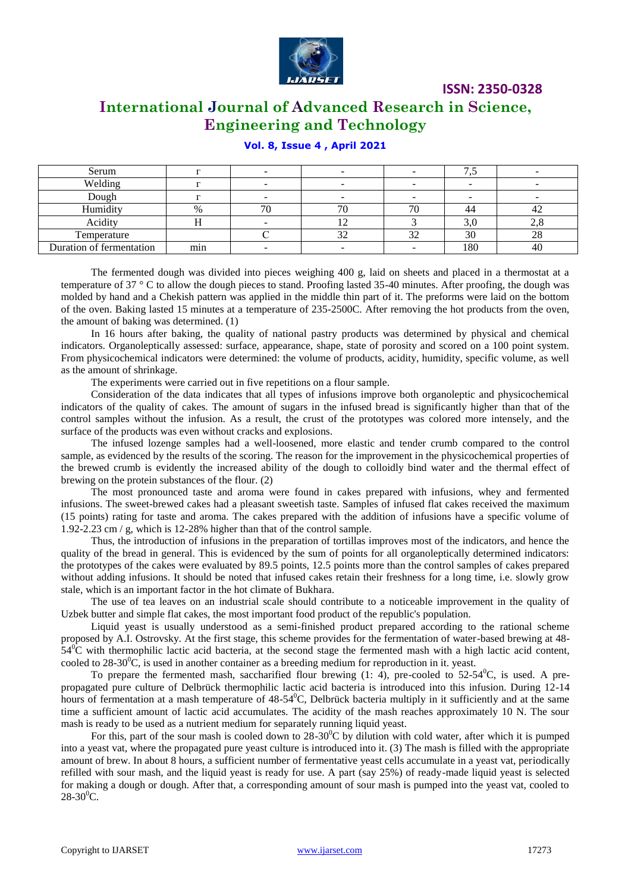| Serum | г | - | - | - | 7,5 | - |
|---|---|---|---|---|---|---|
| Welding | г | - | - | - | - | - |
| Dough | г | - | - | - | - | - |
| Humidity | % | 70 | 70 | 70 | 44 | 42 |
| Acidity | H | - | 12 | 3 | 3,0 | 2,8 |
| Temperature | | C | 32 | 32 | 30 | 28 |
| Duration of fermentation | min | - | - | - | 180 | 40 |

The fermented dough was divided into pieces weighing 400 g, laid on sheets and placed in a thermostat at a temperature of 37 ° C to allow the dough pieces to stand. Proofing lasted 35-40 minutes. After proofing, the dough was molded by hand and a Chekish pattern was applied in the middle thin part of it. The preforms were laid on the bottom of the oven. Baking lasted 15 minutes at a temperature of 235-2500C. After removing the hot products from the oven, the amount of baking was determined. (1)

In 16 hours after baking, the quality of national pastry products was determined by physical and chemical indicators. Organoleptically assessed: surface, appearance, shape, state of porosity and scored on a 100 point system. From physicochemical indicators were determined: the volume of products, acidity, humidity, specific volume, as well as the amount of shrinkage.

The experiments were carried out in five repetitions on a flour sample.

Consideration of the data indicates that all types of infusions improve both organoleptic and physicochemical indicators of the quality of cakes. The amount of sugars in the infused bread is significantly higher than that of the control samples without the infusion. As a result, the crust of the prototypes was colored more intensely, and the surface of the products was even without cracks and explosions.

The infused lozenge samples had a well-loosened, more elastic and tender crumb compared to the control sample, as evidenced by the results of the scoring. The reason for the improvement in the physicochemical properties of the brewed crumb is evidently the increased ability of the dough to colloidly bind water and the thermal effect of brewing on the protein substances of the flour. (2)

The most pronounced taste and aroma were found in cakes prepared with infusions, whey and fermented infusions. The sweet-brewed cakes had a pleasant sweetish taste. Samples of infused flat cakes received the maximum (15 points) rating for taste and aroma. The cakes prepared with the addition of infusions have a specific volume of 1.92-2.23 cm / g, which is 12-28% higher than that of the control sample.

Thus, the introduction of infusions in the preparation of tortillas improves most of the indicators, and hence the quality of the bread in general. This is evidenced by the sum of points for all organoleptically determined indicators: the prototypes of the cakes were evaluated by 89.5 points, 12.5 points more than the control samples of cakes prepared without adding infusions. It should be noted that infused cakes retain their freshness for a long time, i.e. slowly grow stale, which is an important factor in the hot climate of Bukhara.

The use of tea leaves on an industrial scale should contribute to a noticeable improvement in the quality of Uzbek butter and simple flat cakes, the most important food product of the republic's population.

Liquid yeast is usually understood as a semi-finished product prepared according to the rational scheme proposed by A.I. Ostrovsky. At the first stage, this scheme provides for the fermentation of water-based brewing at 48-$54^0$C with thermophilic lactic acid bacteria, at the second stage the fermented mash with a high lactic acid content, cooled to 28-$30^0$C, is used in another container as a breeding medium for reproduction in it. yeast.

To prepare the fermented mash, saccharified flour brewing (1: 4), pre-cooled to 52-$54^0$C, is used. A pre-propagated pure culture of Delbrück thermophilic lactic acid bacteria is introduced into this infusion. During 12-14 hours of fermentation at a mash temperature of 48-$54^0$C, Delbrück bacteria multiply in it sufficiently and at the same time a sufficient amount of lactic acid accumulates. The acidity of the mash reaches approximately 10 N. The sour mash is ready to be used as a nutrient medium for separately running liquid yeast.

For this, part of the sour mash is cooled down to 28-$30^0$C by dilution with cold water, after which it is pumped into a yeast vat, where the propagated pure yeast culture is introduced into it. (3) The mash is filled with the appropriate amount of brew. In about 8 hours, a sufficient number of fermentative yeast cells accumulate in a yeast vat, periodically refilled with sour mash, and the liquid yeast is ready for use. A part (say 25%) of ready-made liquid yeast is selected for making a dough or dough. After that, a corresponding amount of sour mash is pumped into the yeast vat, cooled to 28-$30^0$C.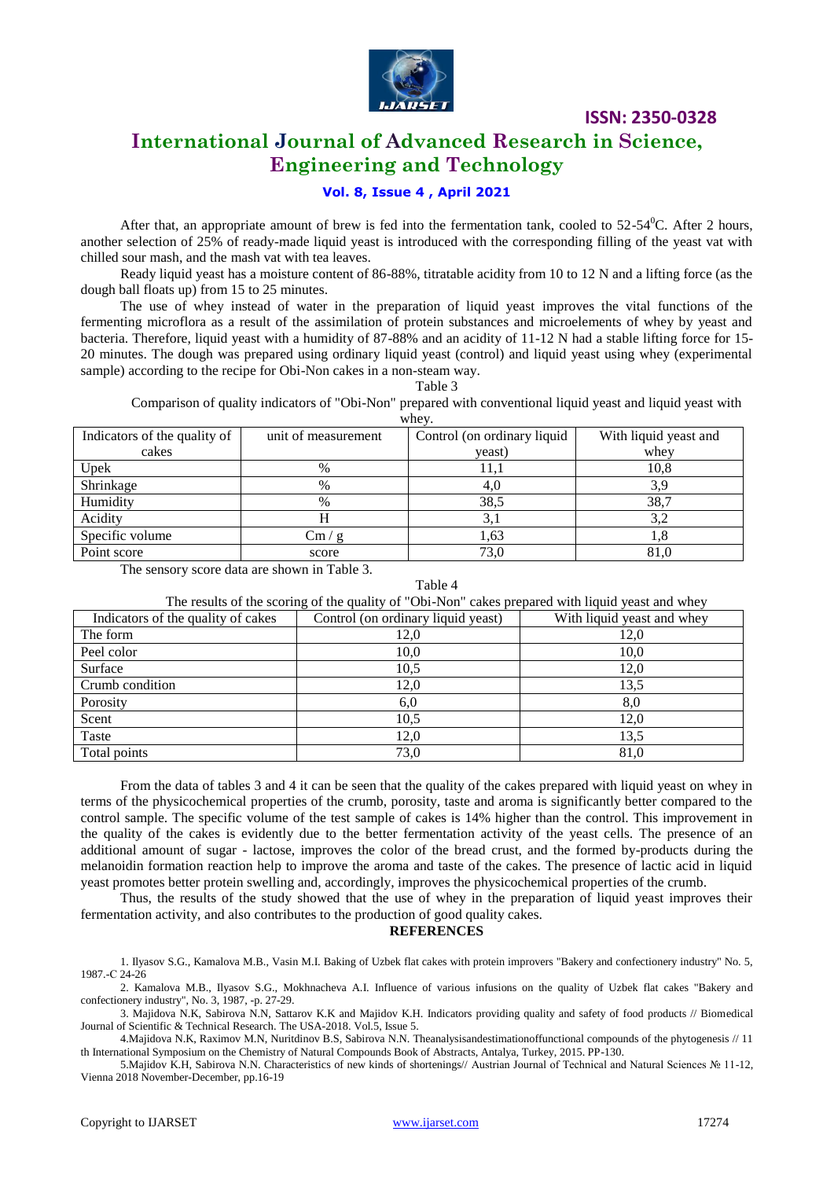After that, an appropriate amount of brew is fed into the fermentation tank, cooled to 52-54$^0$C. After 2 hours, another selection of 25% of ready-made liquid yeast is introduced with the corresponding filling of the yeast vat with chilled sour mash, and the mash vat with tea leaves.

Ready liquid yeast has a moisture content of 86-88%, titratable acidity from 10 to 12 N and a lifting force (as the dough ball floats up) from 15 to 25 minutes.

The use of whey instead of water in the preparation of liquid yeast improves the vital functions of the fermenting microflora as a result of the assimilation of protein substances and microelements of whey by yeast and bacteria. Therefore, liquid yeast with a humidity of 87-88% and an acidity of 11-12 N had a stable lifting force for 15-20 minutes. The dough was prepared using ordinary liquid yeast (control) and liquid yeast using whey (experimental sample) according to the recipe for Obi-Non cakes in a non-steam way.

Table 3

Comparison of quality indicators of "Obi-Non" prepared with conventional liquid yeast and liquid yeast with whey.

| Indicators of the quality of cakes | unit of measurement | Control (on ordinary liquid yeast) | With liquid yeast and whey |
|---|---|---|---|
| Upek | % | 11,1 | 10,8 |
| Shrinkage | % | 4,0 | 3,9 |
| Humidity | % | 38,5 | 38,7 |
| Acidity | H | 3,1 | 3,2 |
| Specific volume | Cm / g | 1,63 | 1,8 |
| Point score | score | 73,0 | 81,0 |

The sensory score data are shown in Table 3.

Table 4

The results of the scoring of the quality of "Obi-Non" cakes prepared with liquid yeast and whey

| Indicators of the quality of cakes | Control (on ordinary liquid yeast) | With liquid yeast and whey |
|---|---|---|
| The form | 12,0 | 12,0 |
| Peel color | 10,0 | 10,0 |
| Surface | 10,5 | 12,0 |
| Crumb condition | 12,0 | 13,5 |
| Porosity | 6,0 | 8,0 |
| Scent | 10,5 | 12,0 |
| Taste | 12,0 | 13,5 |
| Total points | 73,0 | 81,0 |

From the data of tables 3 and 4 it can be seen that the quality of the cakes prepared with liquid yeast on whey in terms of the physicochemical properties of the crumb, porosity, taste and aroma is significantly better compared to the control sample. The specific volume of the test sample of cakes is 14% higher than the control. This improvement in the quality of the cakes is evidently due to the better fermentation activity of the yeast cells. The presence of an additional amount of sugar - lactose, improves the color of the bread crust, and the formed by-products during the melanoidin formation reaction help to improve the aroma and taste of the cakes. The presence of lactic acid in liquid yeast promotes better protein swelling and, accordingly, improves the physicochemical properties of the crumb.

Thus, the results of the study showed that the use of whey in the preparation of liquid yeast improves their fermentation activity, and also contributes to the production of good quality cakes.

**REFERENCES**

1. Ilyasov S.G., Kamalova M.B., Vasin M.I. Baking of Uzbek flat cakes with protein improvers "Bakery and confectionery industry" No. 5, 1987.-C 24-26
2. Kamalova M.B., Ilyasov S.G., Mokhnacheva A.I. Influence of various infusions on the quality of Uzbek flat cakes "Bakery and confectionery industry", No. 3, 1987, -p. 27-29.
3. Majidova N.K, Sabirova N.N, Sattarov K.K and Majidov K.H. Indicators providing quality and safety of food products // Biomedical Journal of Scientific & Technical Research. The USA-2018. Vol.5, Issue 5.
4. Majidova N.K, Raximov M.N, Nuritdinov B.S, Sabirova N.N. Theanalysisandestimationoffunctional compounds of the phytogenesis // 11 th International Symposium on the Chemistry of Natural Compounds Book of Abstracts, Antalya, Turkey, 2015. PP-130.
5. Majidov K.H, Sabirova N.N. Characteristics of new kinds of shortenings// Austrian Journal of Technical and Natural Sciences № 11-12, Vienna 2018 November-December, pp.16-19